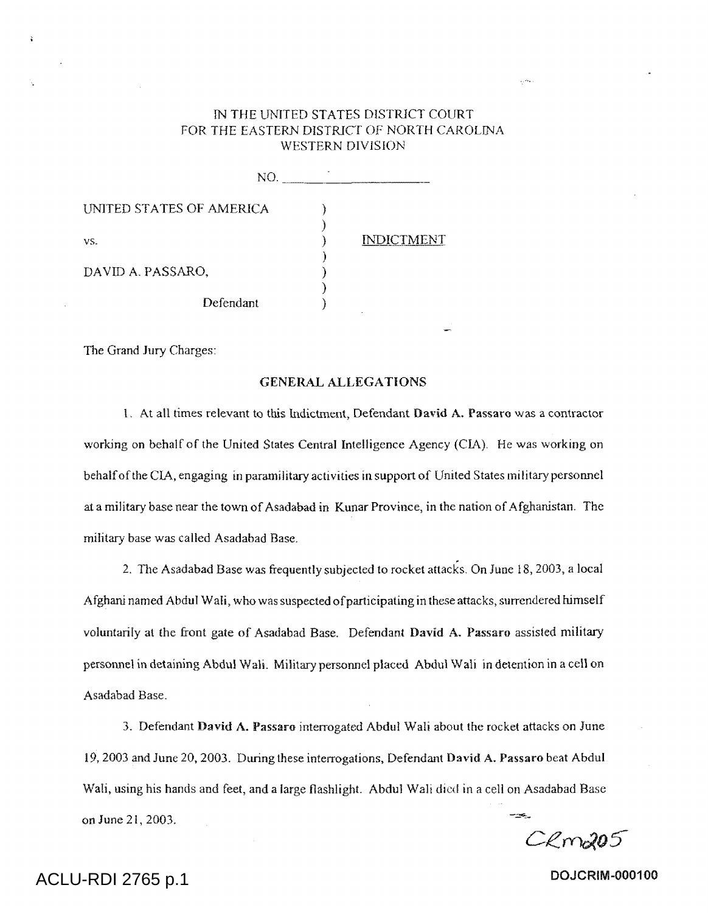IN THE UNITED STATES DISTRICT COURT
FOR THE EASTERN DISTRICT OF NORTH CAROLINA
WESTERN DIVISION

NO. ____________________

| | | |
|---|---|---|
| UNITED STATES OF AMERICA | ) | |
| | ) | |
| vs. | ) | INDICTMENT |
| | ) | |
| DAVID A. PASSARO, | ) | |
| | ) | |
| Defendant | ) | |

The Grand Jury Charges:

## GENERAL ALLEGATIONS

1. At all times relevant to this Indictment, Defendant **David A. Passaro** was a contractor working on behalf of the United States Central Intelligence Agency (CIA). He was working on behalf of the CIA, engaging in paramilitary activities in support of United States military personnel at a military base near the town of Asadabad in Kunar Province, in the nation of Afghanistan. The military base was called Asadabad Base.

2. The Asadabad Base was frequently subjected to rocket attacks. On June 18, 2003, a local Afghani named Abdul Wali, who was suspected of participating in these attacks, surrendered himself voluntarily at the front gate of Asadabad Base. Defendant **David A. Passaro** assisted military personnel in detaining Abdul Wali. Military personnel placed Abdul Wali in detention in a cell on Asadabad Base.

3. Defendant **David A. Passaro** interrogated Abdul Wali about the rocket attacks on June 19, 2003 and June 20, 2003. During these interrogations, Defendant **David A. Passaro** beat Abdul Wali, using his hands and feet, and a large flashlight. Abdul Wali died in a cell on Asadabad Base on June 21, 2003.

CRm205

ACLU-RDI 2765 p.1

DOJCRIM-000100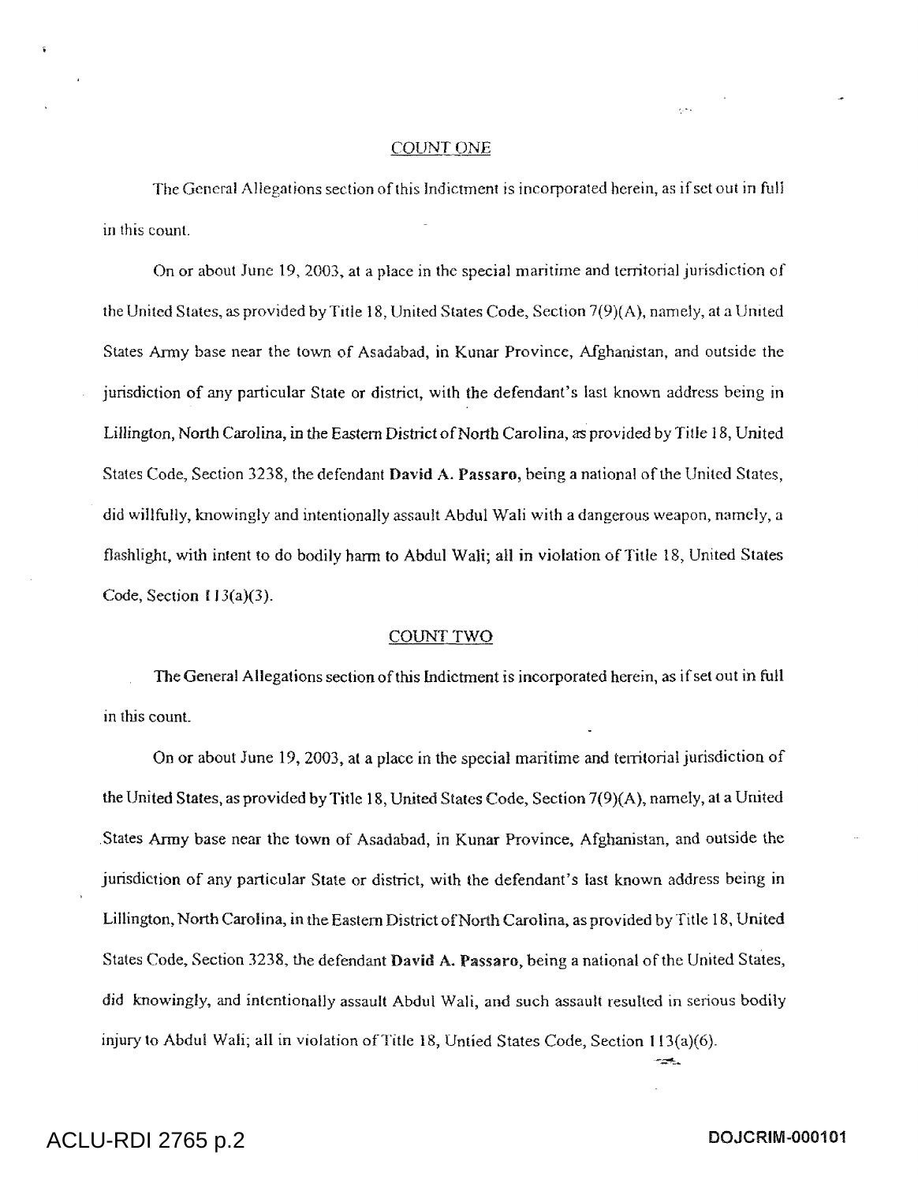COUNT ONE

The General Allegations section of this Indictment is incorporated herein, as if set out in full in this count.

On or about June 19, 2003, at a place in the special maritime and territorial jurisdiction of the United States, as provided by Title 18, United States Code, Section 7(9)(A), namely, at a United States Army base near the town of Asadabad, in Kunar Province, Afghanistan, and outside the jurisdiction of any particular State or district, with the defendant's last known address being in Lillington, North Carolina, in the Eastern District of North Carolina, as provided by Title 18, United States Code, Section 3238, the defendant **David A. Passaro**, being a national of the United States, did willfully, knowingly and intentionally assault Abdul Wali with a dangerous weapon, namely, a flashlight, with intent to do bodily harm to Abdul Wali; all in violation of Title 18, United States Code, Section 113(a)(3).

COUNT TWO

The General Allegations section of this Indictment is incorporated herein, as if set out in full in this count.

On or about June 19, 2003, at a place in the special maritime and territorial jurisdiction of the United States, as provided by Title 18, United States Code, Section 7(9)(A), namely, at a United States Army base near the town of Asadabad, in Kunar Province, Afghanistan, and outside the jurisdiction of any particular State or district, with the defendant's last known address being in Lillington, North Carolina, in the Eastern District of North Carolina, as provided by Title 18, United States Code, Section 3238, the defendant **David A. Passaro**, being a national of the United States, did knowingly, and intentionally assault Abdul Wali, and such assault resulted in serious bodily injury to Abdul Wali; all in violation of Title 18, Untied States Code, Section 113(a)(6).

ACLU-RDI 2765 p.2 DOJCRIM-000101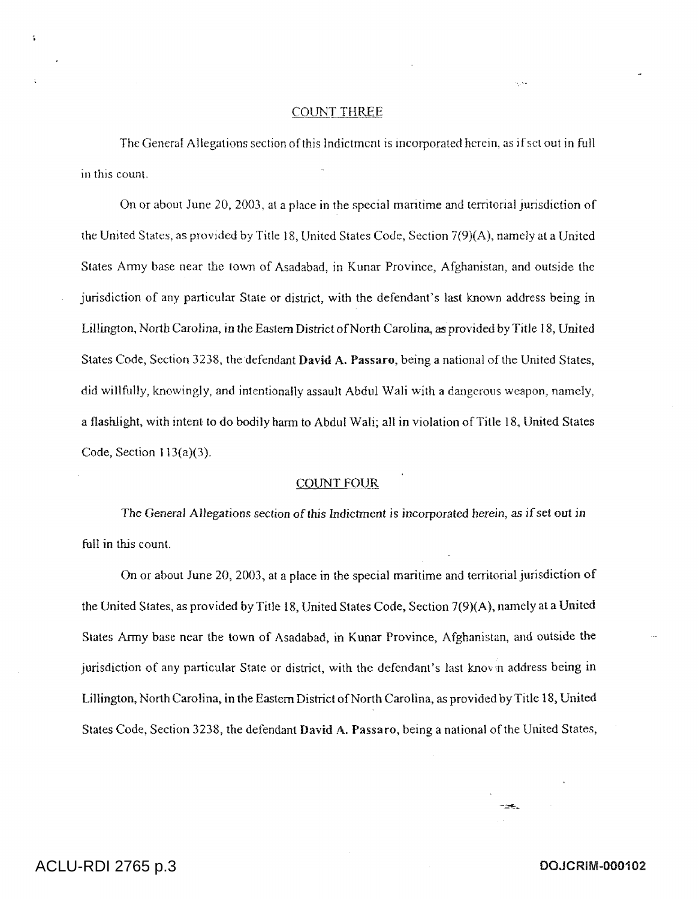COUNT THREE

The General Allegations section of this Indictment is incorporated herein, as if set out in full in this count.

On or about June 20, 2003, at a place in the special maritime and territorial jurisdiction of the United States, as provided by Title 18, United States Code, Section 7(9)(A), namely at a United States Army base near the town of Asadabad, in Kunar Province, Afghanistan, and outside the jurisdiction of any particular State or district, with the defendant's last known address being in Lillington, North Carolina, in the Eastern District of North Carolina, as provided by Title 18, United States Code, Section 3238, the defendant **David A. Passaro**, being a national of the United States, did willfully, knowingly, and intentionally assault Abdul Wali with a dangerous weapon, namely, a flashlight, with intent to do bodily harm to Abdul Wali; all in violation of Title 18, United States Code, Section 113(a)(3).

COUNT FOUR

The General Allegations section of this Indictment is incorporated herein, as if set out in full in this count.

On or about June 20, 2003, at a place in the special maritime and territorial jurisdiction of the United States, as provided by Title 18, United States Code, Section 7(9)(A), namely at a United States Army base near the town of Asadabad, in Kunar Province, Afghanistan, and outside the jurisdiction of any particular State or district, with the defendant's last known address being in Lillington, North Carolina, in the Eastern District of North Carolina, as provided by Title 18, United States Code, Section 3238, the defendant **David A. Passaro**, being a national of the United States,

ACLU-RDI 2765 p.3

DOJCRIM-000102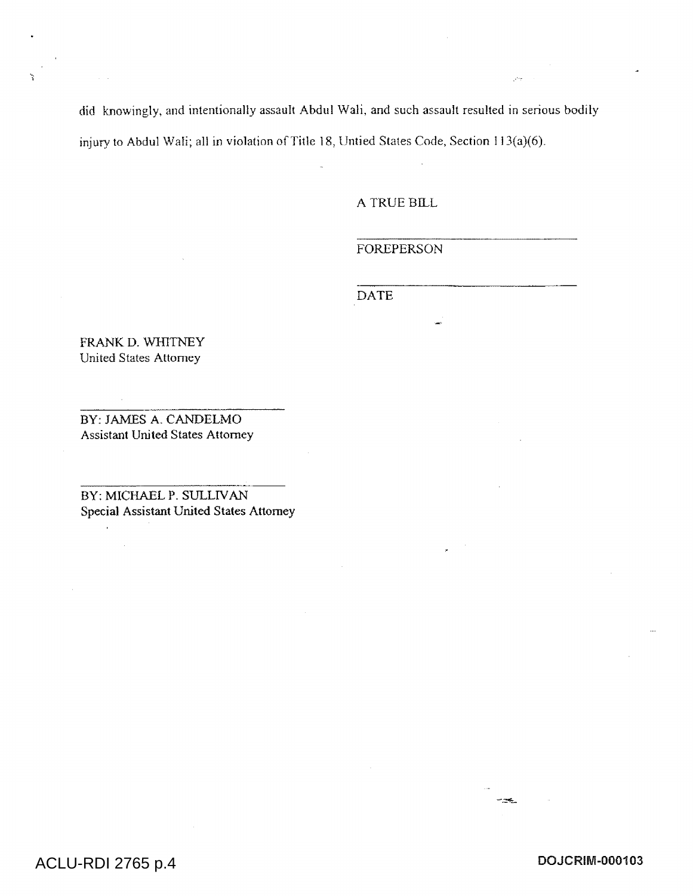did knowingly, and intentionally assault Abdul Wali, and such assault resulted in serious bodily injury to Abdul Wali; all in violation of Title 18, Untied States Code, Section 113(a)(6).

A TRUE BILL

FOREPERSON

DATE

FRANK D. WHITNEY
United States Attorney

BY: JAMES A. CANDELMO
Assistant United States Attorney

BY: MICHAEL P. SULLIVAN
Special Assistant United States Attorney

ACLU-RDI 2765 p.4

DOJCRIM-000103